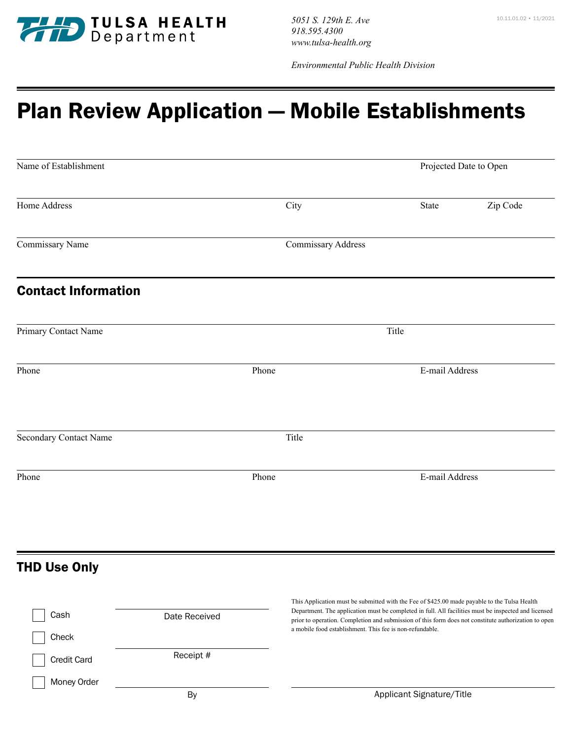TULSA HEALTH Department

*5051 S. 129th E. Ave*
*918.595.4300*
*www.tulsa-health.org*

*Environmental Public Health Division*

10.11.01.02 • 11/2021

# Plan Review Application — Mobile Establishments

Name of Establishment | Projected Date to Open

Home Address | City | State | Zip Code

Commissary Name | Commissary Address

## Contact Information

Primary Contact Name | Title

Phone | Phone | E-mail Address

Secondary Contact Name | Title

Phone | Phone | E-mail Address

## THD Use Only

- [ ] Cash
- [ ] Check
- [ ] Credit Card
- [ ] Money Order

Date Received

Receipt #

By

This Application must be submitted with the Fee of $425.00 made payable to the Tulsa Health Department. The application must be completed in full. All facilities must be inspected and licensed prior to operation. Completion and submission of this form does not constitute authorization to open a mobile food establishment. This fee is non-refundable.

Applicant Signature/Title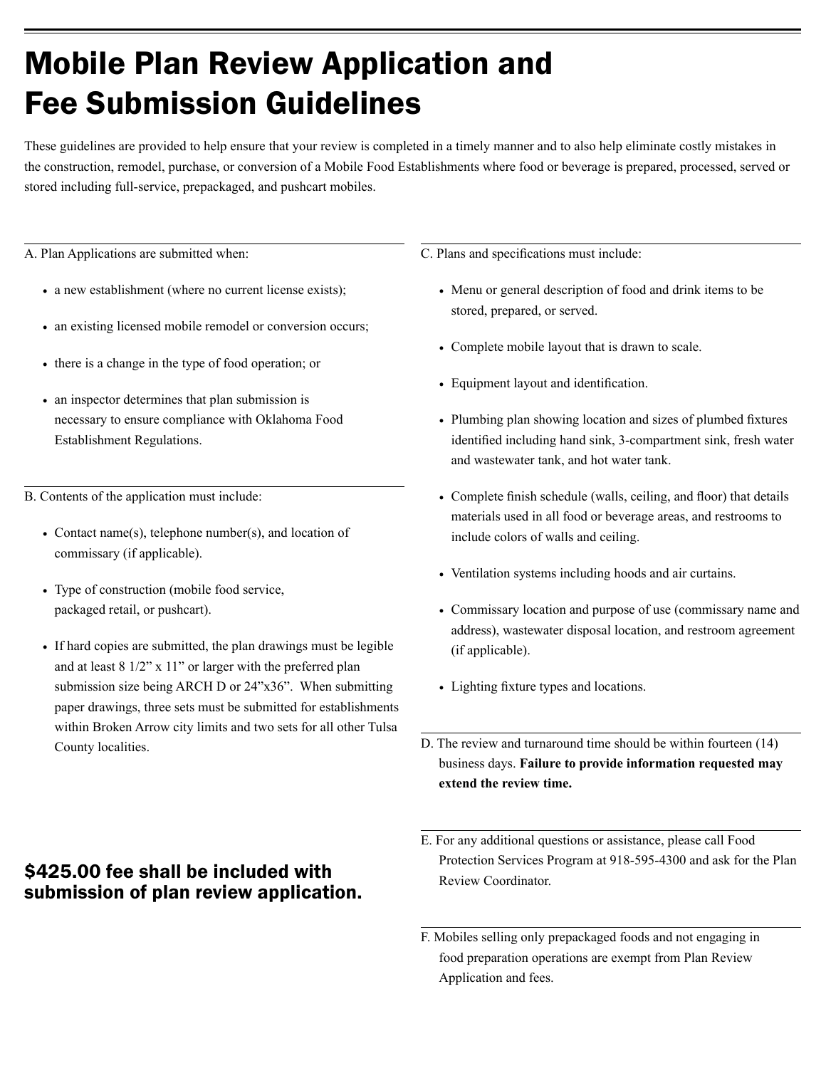# Mobile Plan Review Application and Fee Submission Guidelines

These guidelines are provided to help ensure that your review is completed in a timely manner and to also help eliminate costly mistakes in the construction, remodel, purchase, or conversion of a Mobile Food Establishments where food or beverage is prepared, processed, served or stored including full-service, prepackaged, and pushcart mobiles.

A. Plan Applications are submitted when:

- a new establishment (where no current license exists);
- an existing licensed mobile remodel or conversion occurs;
- there is a change in the type of food operation; or
- an inspector determines that plan submission is necessary to ensure compliance with Oklahoma Food Establishment Regulations.

B. Contents of the application must include:

- Contact name(s), telephone number(s), and location of commissary (if applicable).
- Type of construction (mobile food service, packaged retail, or pushcart).
- If hard copies are submitted, the plan drawings must be legible and at least 8 1/2" x 11" or larger with the preferred plan submission size being ARCH D or 24"x36". When submitting paper drawings, three sets must be submitted for establishments within Broken Arrow city limits and two sets for all other Tulsa County localities.

## $425.00 fee shall be included with submission of plan review application.

C. Plans and specifications must include:

- Menu or general description of food and drink items to be stored, prepared, or served.
- Complete mobile layout that is drawn to scale.
- Equipment layout and identification.
- Plumbing plan showing location and sizes of plumbed fixtures identified including hand sink, 3-compartment sink, fresh water and wastewater tank, and hot water tank.
- Complete finish schedule (walls, ceiling, and floor) that details materials used in all food or beverage areas, and restrooms to include colors of walls and ceiling.
- Ventilation systems including hoods and air curtains.
- Commissary location and purpose of use (commissary name and address), wastewater disposal location, and restroom agreement (if applicable).
- Lighting fixture types and locations.

D. The review and turnaround time should be within fourteen (14) business days. **Failure to provide information requested may extend the review time.**

E. For any additional questions or assistance, please call Food Protection Services Program at 918-595-4300 and ask for the Plan Review Coordinator.

F. Mobiles selling only prepackaged foods and not engaging in food preparation operations are exempt from Plan Review Application and fees.